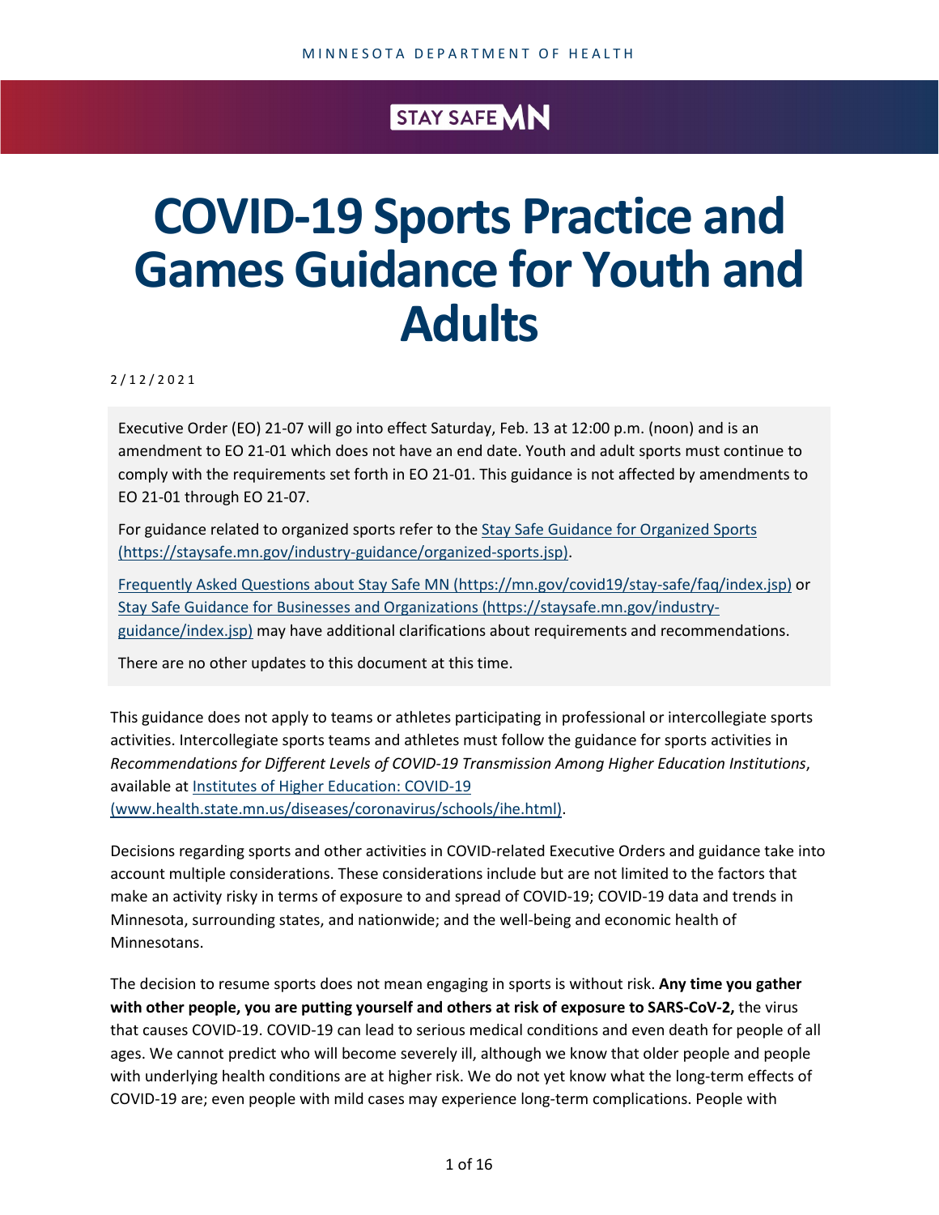MINNESOTA DEPARTMENT OF HEALTH

STAY SAFE MN

# COVID-19 Sports Practice and Games Guidance for Youth and Adults

2/12/2021

Executive Order (EO) 21-07 will go into effect Saturday, Feb. 13 at 12:00 p.m. (noon) and is an amendment to EO 21-01 which does not have an end date. Youth and adult sports must continue to comply with the requirements set forth in EO 21-01. This guidance is not affected by amendments to EO 21-01 through EO 21-07.

For guidance related to organized sports refer to the [Stay Safe Guidance for Organized Sports (https://staysafe.mn.gov/industry-guidance/organized-sports.jsp)](https://staysafe.mn.gov/industry-guidance/organized-sports.jsp).

[Frequently Asked Questions about Stay Safe MN (https://mn.gov/covid19/stay-safe/faq/index.jsp)](https://mn.gov/covid19/stay-safe/faq/index.jsp) or [Stay Safe Guidance for Businesses and Organizations (https://staysafe.mn.gov/industry-guidance/index.jsp)](https://staysafe.mn.gov/industry-guidance/index.jsp) may have additional clarifications about requirements and recommendations.

There are no other updates to this document at this time.

This guidance does not apply to teams or athletes participating in professional or intercollegiate sports activities. Intercollegiate sports teams and athletes must follow the guidance for sports activities in *Recommendations for Different Levels of COVID-19 Transmission Among Higher Education Institutions*, available at [Institutes of Higher Education: COVID-19 (www.health.state.mn.us/diseases/coronavirus/schools/ihe.html)](https://www.health.state.mn.us/diseases/coronavirus/schools/ihe.html).

Decisions regarding sports and other activities in COVID-related Executive Orders and guidance take into account multiple considerations. These considerations include but are not limited to the factors that make an activity risky in terms of exposure to and spread of COVID-19; COVID-19 data and trends in Minnesota, surrounding states, and nationwide; and the well-being and economic health of Minnesotans.

The decision to resume sports does not mean engaging in sports is without risk. **Any time you gather with other people, you are putting yourself and others at risk of exposure to SARS-CoV-2,** the virus that causes COVID-19. COVID-19 can lead to serious medical conditions and even death for people of all ages. We cannot predict who will become severely ill, although we know that older people and people with underlying health conditions are at higher risk. We do not yet know what the long-term effects of COVID-19 are; even people with mild cases may experience long-term complications. People with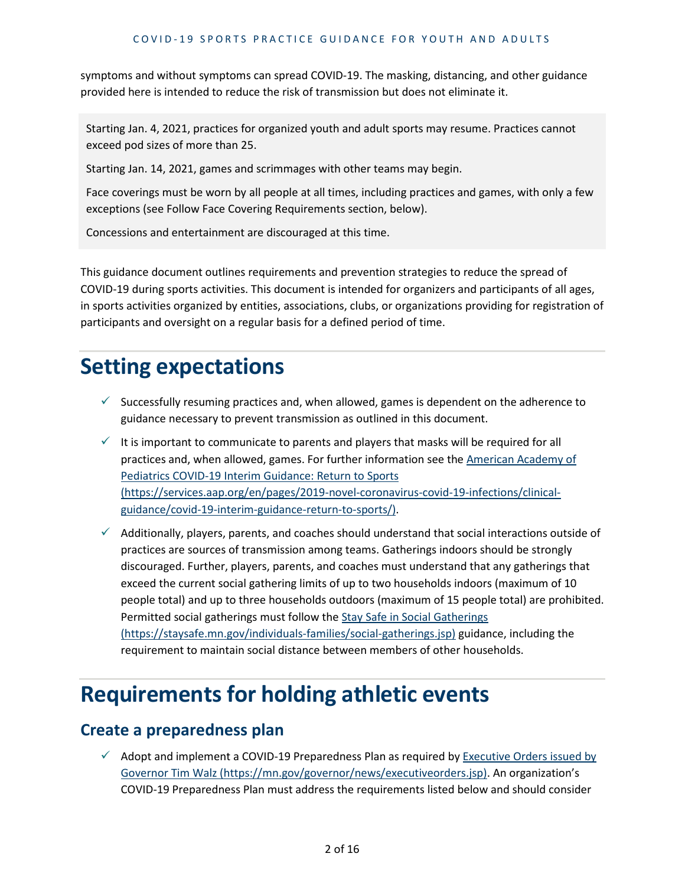symptoms and without symptoms can spread COVID-19. The masking, distancing, and other guidance provided here is intended to reduce the risk of transmission but does not eliminate it.

> Starting Jan. 4, 2021, practices for organized youth and adult sports may resume. Practices cannot exceed pod sizes of more than 25.
>
> Starting Jan. 14, 2021, games and scrimmages with other teams may begin.
>
> Face coverings must be worn by all people at all times, including practices and games, with only a few exceptions (see Follow Face Covering Requirements section, below).
>
> Concessions and entertainment are discouraged at this time.

This guidance document outlines requirements and prevention strategies to reduce the spread of COVID-19 during sports activities. This document is intended for organizers and participants of all ages, in sports activities organized by entities, associations, clubs, or organizations providing for registration of participants and oversight on a regular basis for a defined period of time.

# Setting expectations

- ✓ Successfully resuming practices and, when allowed, games is dependent on the adherence to guidance necessary to prevent transmission as outlined in this document.
- ✓ It is important to communicate to parents and players that masks will be required for all practices and, when allowed, games. For further information see the [American Academy of Pediatrics COVID-19 Interim Guidance: Return to Sports (https://services.aap.org/en/pages/2019-novel-coronavirus-covid-19-infections/clinical-guidance/covid-19-interim-guidance-return-to-sports/)](https://services.aap.org/en/pages/2019-novel-coronavirus-covid-19-infections/clinical-guidance/covid-19-interim-guidance-return-to-sports/).
- ✓ Additionally, players, parents, and coaches should understand that social interactions outside of practices are sources of transmission among teams. Gatherings indoors should be strongly discouraged. Further, players, parents, and coaches must understand that any gatherings that exceed the current social gathering limits of up to two households indoors (maximum of 10 people total) and up to three households outdoors (maximum of 15 people total) are prohibited. Permitted social gatherings must follow the [Stay Safe in Social Gatherings (https://staysafe.mn.gov/individuals-families/social-gatherings.jsp)](https://staysafe.mn.gov/individuals-families/social-gatherings.jsp) guidance, including the requirement to maintain social distance between members of other households.

# Requirements for holding athletic events

## Create a preparedness plan

- ✓ Adopt and implement a COVID-19 Preparedness Plan as required by [Executive Orders issued by Governor Tim Walz (https://mn.gov/governor/news/executiveorders.jsp)](https://mn.gov/governor/news/executiveorders.jsp). An organization's COVID-19 Preparedness Plan must address the requirements listed below and should consider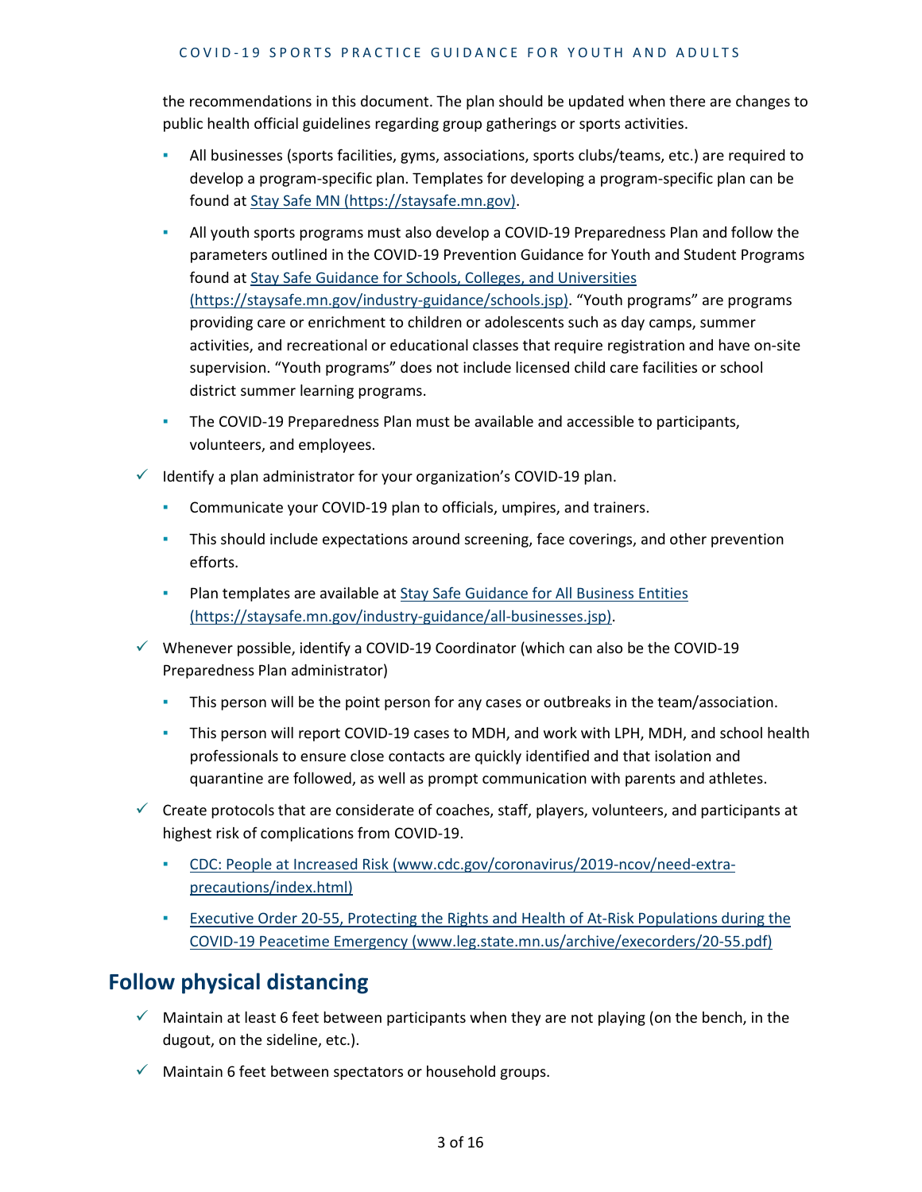the recommendations in this document. The plan should be updated when there are changes to public health official guidelines regarding group gatherings or sports activities.

  - All businesses (sports facilities, gyms, associations, sports clubs/teams, etc.) are required to develop a program-specific plan. Templates for developing a program-specific plan can be found at [Stay Safe MN (https://staysafe.mn.gov)](https://staysafe.mn.gov).
  - All youth sports programs must also develop a COVID-19 Preparedness Plan and follow the parameters outlined in the COVID-19 Prevention Guidance for Youth and Student Programs found at [Stay Safe Guidance for Schools, Colleges, and Universities (https://staysafe.mn.gov/industry-guidance/schools.jsp)](https://staysafe.mn.gov/industry-guidance/schools.jsp). "Youth programs" are programs providing care or enrichment to children or adolescents such as day camps, summer activities, and recreational or educational classes that require registration and have on-site supervision. "Youth programs" does not include licensed child care facilities or school district summer learning programs.
  - The COVID-19 Preparedness Plan must be available and accessible to participants, volunteers, and employees.

- ✓ Identify a plan administrator for your organization's COVID-19 plan.
  - Communicate your COVID-19 plan to officials, umpires, and trainers.
  - This should include expectations around screening, face coverings, and other prevention efforts.
  - Plan templates are available at [Stay Safe Guidance for All Business Entities (https://staysafe.mn.gov/industry-guidance/all-businesses.jsp)](https://staysafe.mn.gov/industry-guidance/all-businesses.jsp).
- ✓ Whenever possible, identify a COVID-19 Coordinator (which can also be the COVID-19 Preparedness Plan administrator)
  - This person will be the point person for any cases or outbreaks in the team/association.
  - This person will report COVID-19 cases to MDH, and work with LPH, MDH, and school health professionals to ensure close contacts are quickly identified and that isolation and quarantine are followed, as well as prompt communication with parents and athletes.
- ✓ Create protocols that are considerate of coaches, staff, players, volunteers, and participants at highest risk of complications from COVID-19.
  - [CDC: People at Increased Risk (www.cdc.gov/coronavirus/2019-ncov/need-extra-precautions/index.html)](https://www.cdc.gov/coronavirus/2019-ncov/need-extra-precautions/index.html)
  - [Executive Order 20-55, Protecting the Rights and Health of At-Risk Populations during the COVID-19 Peacetime Emergency (www.leg.state.mn.us/archive/execorders/20-55.pdf)](https://www.leg.state.mn.us/archive/execorders/20-55.pdf)

## Follow physical distancing

- ✓ Maintain at least 6 feet between participants when they are not playing (on the bench, in the dugout, on the sideline, etc.).
- ✓ Maintain 6 feet between spectators or household groups.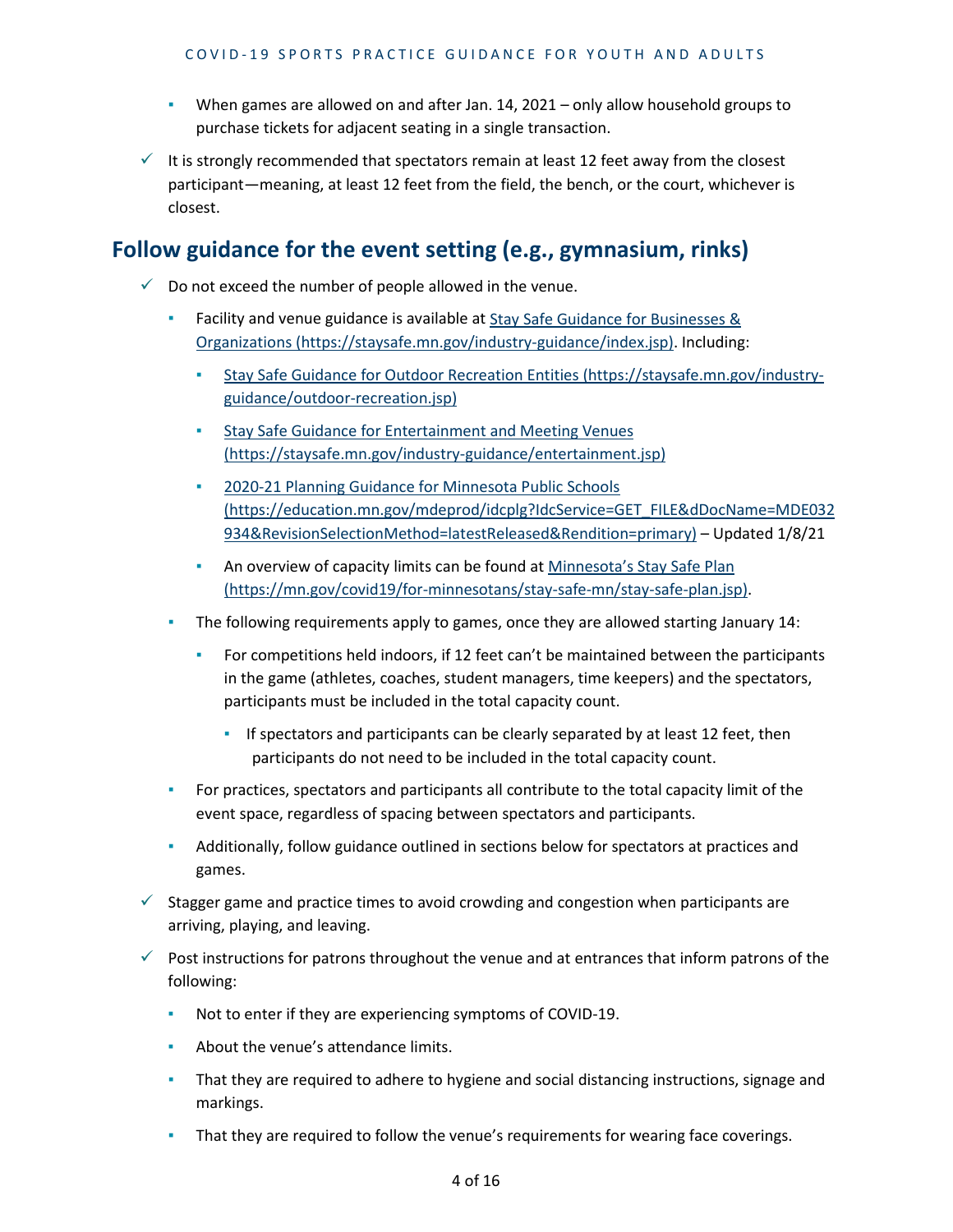- When games are allowed on and after Jan. 14, 2021 – only allow household groups to purchase tickets for adjacent seating in a single transaction.

✓ It is strongly recommended that spectators remain at least 12 feet away from the closest participant—meaning, at least 12 feet from the field, the bench, or the court, whichever is closest.

## Follow guidance for the event setting (e.g., gymnasium, rinks)

✓ Do not exceed the number of people allowed in the venue.

- Facility and venue guidance is available at [Stay Safe Guidance for Businesses & Organizations (https://staysafe.mn.gov/industry-guidance/index.jsp)](https://staysafe.mn.gov/industry-guidance/index.jsp). Including:
  - [Stay Safe Guidance for Outdoor Recreation Entities (https://staysafe.mn.gov/industry-guidance/outdoor-recreation.jsp)](https://staysafe.mn.gov/industry-guidance/outdoor-recreation.jsp)
  - [Stay Safe Guidance for Entertainment and Meeting Venues (https://staysafe.mn.gov/industry-guidance/entertainment.jsp)](https://staysafe.mn.gov/industry-guidance/entertainment.jsp)
  - [2020-21 Planning Guidance for Minnesota Public Schools (https://education.mn.gov/mdeprod/idcplg?IdcService=GET_FILE&dDocName=MDE032934&RevisionSelectionMethod=latestReleased&Rendition=primary)](https://education.mn.gov/mdeprod/idcplg?IdcService=GET_FILE&dDocName=MDE032934&RevisionSelectionMethod=latestReleased&Rendition=primary) – Updated 1/8/21
  - An overview of capacity limits can be found at [Minnesota's Stay Safe Plan (https://mn.gov/covid19/for-minnesotans/stay-safe-mn/stay-safe-plan.jsp)](https://mn.gov/covid19/for-minnesotans/stay-safe-mn/stay-safe-plan.jsp).
- The following requirements apply to games, once they are allowed starting January 14:
  - For competitions held indoors, if 12 feet can't be maintained between the participants in the game (athletes, coaches, student managers, time keepers) and the spectators, participants must be included in the total capacity count.
    - If spectators and participants can be clearly separated by at least 12 feet, then participants do not need to be included in the total capacity count.
- For practices, spectators and participants all contribute to the total capacity limit of the event space, regardless of spacing between spectators and participants.
- Additionally, follow guidance outlined in sections below for spectators at practices and games.

✓ Stagger game and practice times to avoid crowding and congestion when participants are arriving, playing, and leaving.

✓ Post instructions for patrons throughout the venue and at entrances that inform patrons of the following:

- Not to enter if they are experiencing symptoms of COVID-19.
- About the venue's attendance limits.
- That they are required to adhere to hygiene and social distancing instructions, signage and markings.
- That they are required to follow the venue's requirements for wearing face coverings.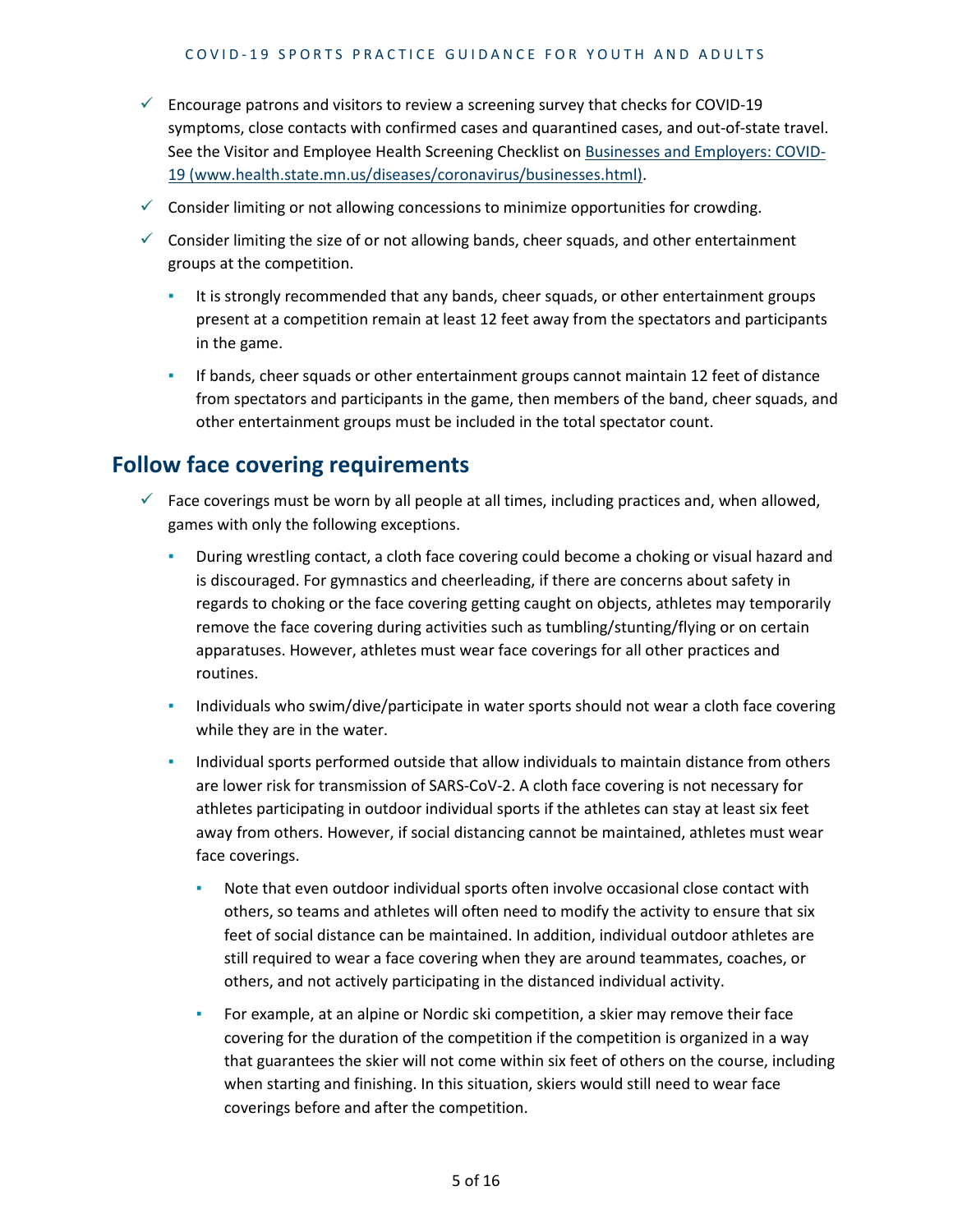- ✓ Encourage patrons and visitors to review a screening survey that checks for COVID-19 symptoms, close contacts with confirmed cases and quarantined cases, and out-of-state travel. See the Visitor and Employee Health Screening Checklist on [Businesses and Employers: COVID-19 (www.health.state.mn.us/diseases/coronavirus/businesses.html)](www.health.state.mn.us/diseases/coronavirus/businesses.html).
- ✓ Consider limiting or not allowing concessions to minimize opportunities for crowding.
- ✓ Consider limiting the size of or not allowing bands, cheer squads, and other entertainment groups at the competition.
  - It is strongly recommended that any bands, cheer squads, or other entertainment groups present at a competition remain at least 12 feet away from the spectators and participants in the game.
  - If bands, cheer squads or other entertainment groups cannot maintain 12 feet of distance from spectators and participants in the game, then members of the band, cheer squads, and other entertainment groups must be included in the total spectator count.

## Follow face covering requirements

- ✓ Face coverings must be worn by all people at all times, including practices and, when allowed, games with only the following exceptions.
  - During wrestling contact, a cloth face covering could become a choking or visual hazard and is discouraged. For gymnastics and cheerleading, if there are concerns about safety in regards to choking or the face covering getting caught on objects, athletes may temporarily remove the face covering during activities such as tumbling/stunting/flying or on certain apparatuses. However, athletes must wear face coverings for all other practices and routines.
  - Individuals who swim/dive/participate in water sports should not wear a cloth face covering while they are in the water.
  - Individual sports performed outside that allow individuals to maintain distance from others are lower risk for transmission of SARS-CoV-2. A cloth face covering is not necessary for athletes participating in outdoor individual sports if the athletes can stay at least six feet away from others. However, if social distancing cannot be maintained, athletes must wear face coverings.
    - Note that even outdoor individual sports often involve occasional close contact with others, so teams and athletes will often need to modify the activity to ensure that six feet of social distance can be maintained. In addition, individual outdoor athletes are still required to wear a face covering when they are around teammates, coaches, or others, and not actively participating in the distanced individual activity.
    - For example, at an alpine or Nordic ski competition, a skier may remove their face covering for the duration of the competition if the competition is organized in a way that guarantees the skier will not come within six feet of others on the course, including when starting and finishing. In this situation, skiers would still need to wear face coverings before and after the competition.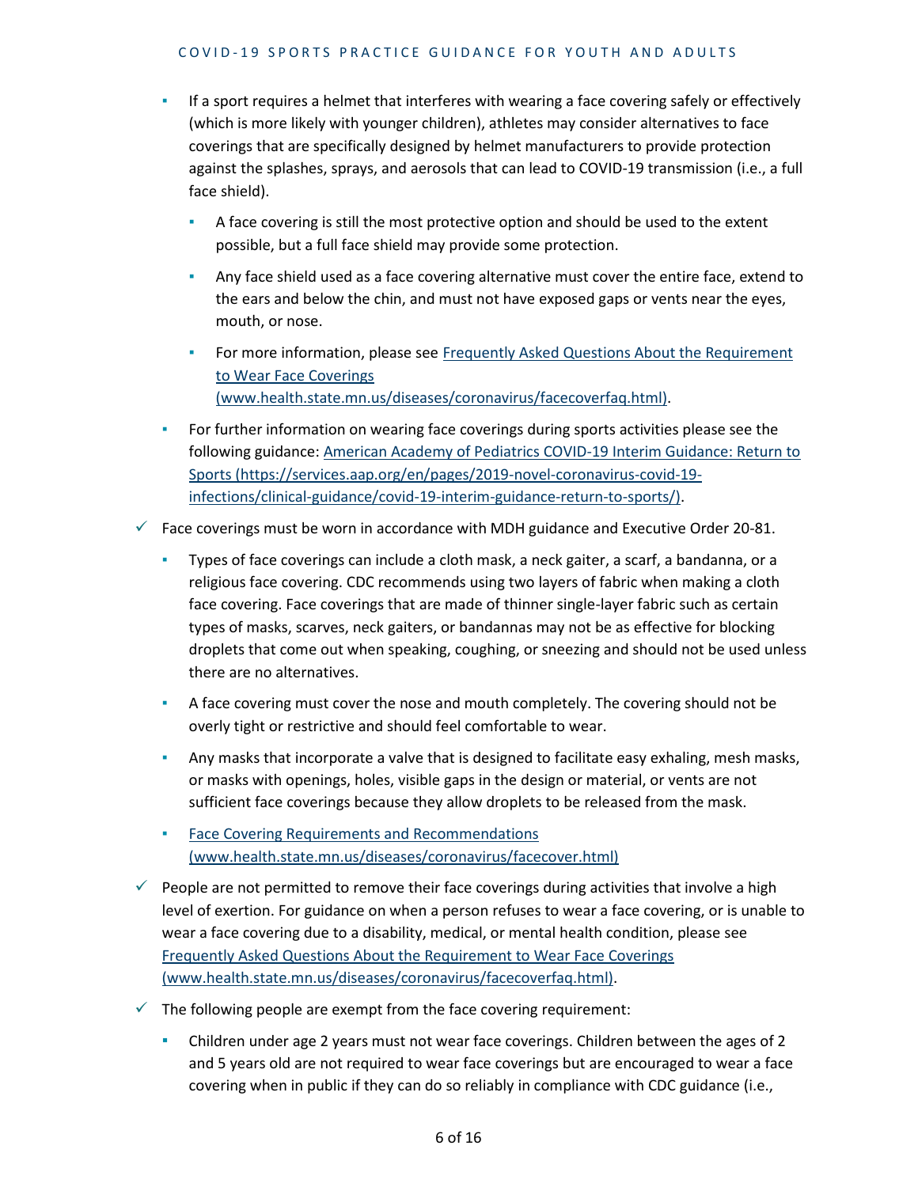- If a sport requires a helmet that interferes with wearing a face covering safely or effectively (which is more likely with younger children), athletes may consider alternatives to face coverings that are specifically designed by helmet manufacturers to provide protection against the splashes, sprays, and aerosols that can lead to COVID-19 transmission (i.e., a full face shield).
  - A face covering is still the most protective option and should be used to the extent possible, but a full face shield may provide some protection.
  - Any face shield used as a face covering alternative must cover the entire face, extend to the ears and below the chin, and must not have exposed gaps or vents near the eyes, mouth, or nose.
  - For more information, please see [Frequently Asked Questions About the Requirement to Wear Face Coverings (www.health.state.mn.us/diseases/coronavirus/facecoverfaq.html)](www.health.state.mn.us/diseases/coronavirus/facecoverfaq.html).
- For further information on wearing face coverings during sports activities please see the following guidance: [American Academy of Pediatrics COVID-19 Interim Guidance: Return to Sports (https://services.aap.org/en/pages/2019-novel-coronavirus-covid-19-infections/clinical-guidance/covid-19-interim-guidance-return-to-sports/)](https://services.aap.org/en/pages/2019-novel-coronavirus-covid-19-infections/clinical-guidance/covid-19-interim-guidance-return-to-sports/).

✓ Face coverings must be worn in accordance with MDH guidance and Executive Order 20-81.

- Types of face coverings can include a cloth mask, a neck gaiter, a scarf, a bandanna, or a religious face covering. CDC recommends using two layers of fabric when making a cloth face covering. Face coverings that are made of thinner single-layer fabric such as certain types of masks, scarves, neck gaiters, or bandannas may not be as effective for blocking droplets that come out when speaking, coughing, or sneezing and should not be used unless there are no alternatives.
- A face covering must cover the nose and mouth completely. The covering should not be overly tight or restrictive and should feel comfortable to wear.
- Any masks that incorporate a valve that is designed to facilitate easy exhaling, mesh masks, or masks with openings, holes, visible gaps in the design or material, or vents are not sufficient face coverings because they allow droplets to be released from the mask.
- [Face Covering Requirements and Recommendations (www.health.state.mn.us/diseases/coronavirus/facecover.html)](www.health.state.mn.us/diseases/coronavirus/facecover.html)

✓ People are not permitted to remove their face coverings during activities that involve a high level of exertion. For guidance on when a person refuses to wear a face covering, or is unable to wear a face covering due to a disability, medical, or mental health condition, please see [Frequently Asked Questions About the Requirement to Wear Face Coverings (www.health.state.mn.us/diseases/coronavirus/facecoverfaq.html)](www.health.state.mn.us/diseases/coronavirus/facecoverfaq.html).

✓ The following people are exempt from the face covering requirement:

- Children under age 2 years must not wear face coverings. Children between the ages of 2 and 5 years old are not required to wear face coverings but are encouraged to wear a face covering when in public if they can do so reliably in compliance with CDC guidance (i.e.,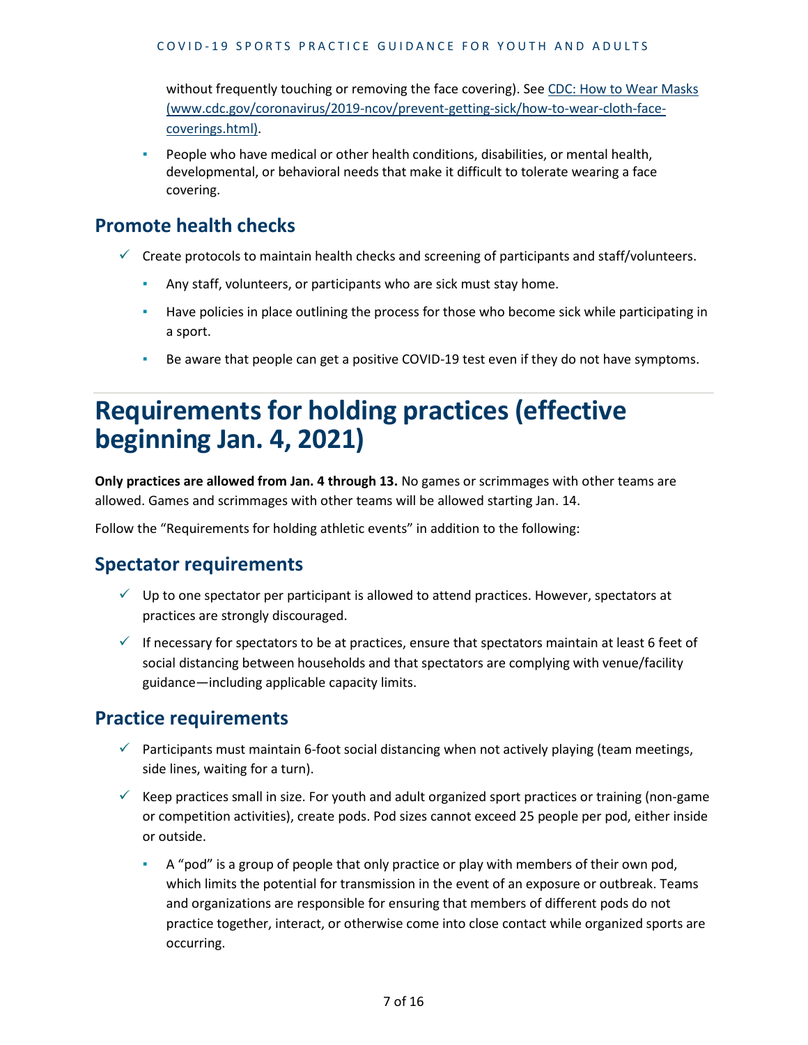without frequently touching or removing the face covering). See [CDC: How to Wear Masks (www.cdc.gov/coronavirus/2019-ncov/prevent-getting-sick/how-to-wear-cloth-face-coverings.html)](https://www.cdc.gov/coronavirus/2019-ncov/prevent-getting-sick/how-to-wear-cloth-face-coverings.html).

- People who have medical or other health conditions, disabilities, or mental health, developmental, or behavioral needs that make it difficult to tolerate wearing a face covering.

## Promote health checks

- ✓ Create protocols to maintain health checks and screening of participants and staff/volunteers.
  - Any staff, volunteers, or participants who are sick must stay home.
  - Have policies in place outlining the process for those who become sick while participating in a sport.
  - Be aware that people can get a positive COVID-19 test even if they do not have symptoms.

# Requirements for holding practices (effective beginning Jan. 4, 2021)

**Only practices are allowed from Jan. 4 through 13.** No games or scrimmages with other teams are allowed. Games and scrimmages with other teams will be allowed starting Jan. 14.

Follow the "Requirements for holding athletic events" in addition to the following:

## Spectator requirements

- ✓ Up to one spectator per participant is allowed to attend practices. However, spectators at practices are strongly discouraged.
- ✓ If necessary for spectators to be at practices, ensure that spectators maintain at least 6 feet of social distancing between households and that spectators are complying with venue/facility guidance—including applicable capacity limits.

## Practice requirements

- ✓ Participants must maintain 6-foot social distancing when not actively playing (team meetings, side lines, waiting for a turn).
- ✓ Keep practices small in size. For youth and adult organized sport practices or training (non-game or competition activities), create pods. Pod sizes cannot exceed 25 people per pod, either inside or outside.
  - A "pod" is a group of people that only practice or play with members of their own pod, which limits the potential for transmission in the event of an exposure or outbreak. Teams and organizations are responsible for ensuring that members of different pods do not practice together, interact, or otherwise come into close contact while organized sports are occurring.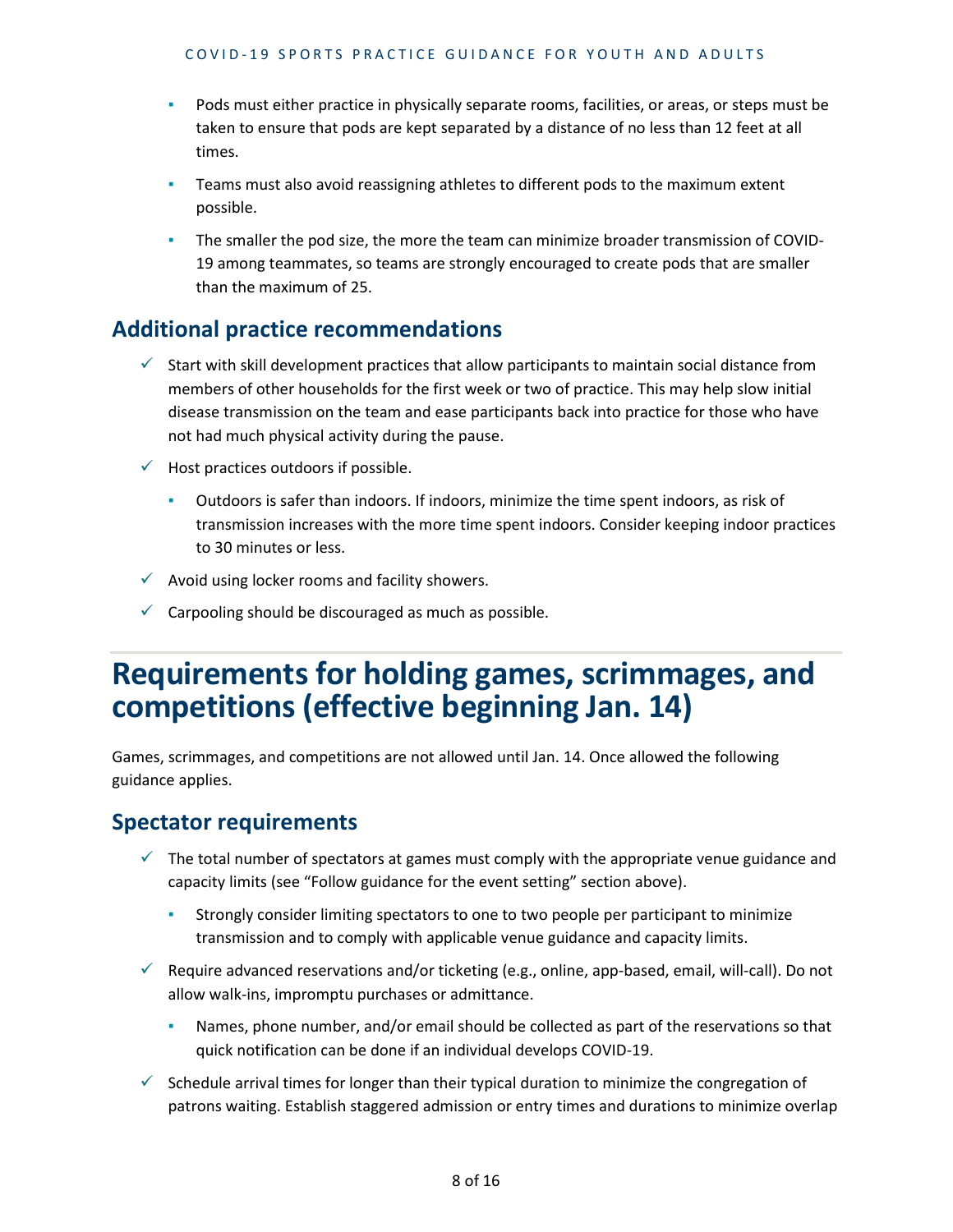- Pods must either practice in physically separate rooms, facilities, or areas, or steps must be taken to ensure that pods are kept separated by a distance of no less than 12 feet at all times.
  - Teams must also avoid reassigning athletes to different pods to the maximum extent possible.
  - The smaller the pod size, the more the team can minimize broader transmission of COVID-19 among teammates, so teams are strongly encouraged to create pods that are smaller than the maximum of 25.

## Additional practice recommendations

- ✓ Start with skill development practices that allow participants to maintain social distance from members of other households for the first week or two of practice. This may help slow initial disease transmission on the team and ease participants back into practice for those who have not had much physical activity during the pause.
- ✓ Host practices outdoors if possible.
  - Outdoors is safer than indoors. If indoors, minimize the time spent indoors, as risk of transmission increases with the more time spent indoors. Consider keeping indoor practices to 30 minutes or less.
- ✓ Avoid using locker rooms and facility showers.
- ✓ Carpooling should be discouraged as much as possible.

# Requirements for holding games, scrimmages, and competitions (effective beginning Jan. 14)

Games, scrimmages, and competitions are not allowed until Jan. 14. Once allowed the following guidance applies.

## Spectator requirements

- ✓ The total number of spectators at games must comply with the appropriate venue guidance and capacity limits (see "Follow guidance for the event setting" section above).
  - Strongly consider limiting spectators to one to two people per participant to minimize transmission and to comply with applicable venue guidance and capacity limits.
- ✓ Require advanced reservations and/or ticketing (e.g., online, app-based, email, will-call). Do not allow walk-ins, impromptu purchases or admittance.
  - Names, phone number, and/or email should be collected as part of the reservations so that quick notification can be done if an individual develops COVID-19.
- ✓ Schedule arrival times for longer than their typical duration to minimize the congregation of patrons waiting. Establish staggered admission or entry times and durations to minimize overlap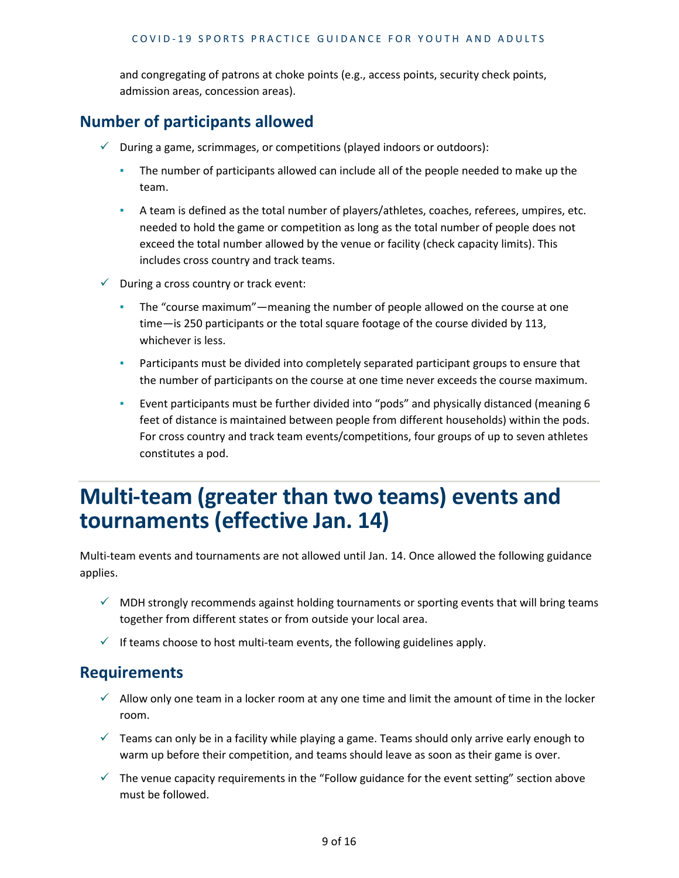and congregating of patrons at choke points (e.g., access points, security check points, admission areas, concession areas).

## Number of participants allowed

- ✓ During a game, scrimmages, or competitions (played indoors or outdoors):
  - The number of participants allowed can include all of the people needed to make up the team.
  - A team is defined as the total number of players/athletes, coaches, referees, umpires, etc. needed to hold the game or competition as long as the total number of people does not exceed the total number allowed by the venue or facility (check capacity limits). This includes cross country and track teams.
- ✓ During a cross country or track event:
  - The "course maximum"—meaning the number of people allowed on the course at one time—is 250 participants or the total square footage of the course divided by 113, whichever is less.
  - Participants must be divided into completely separated participant groups to ensure that the number of participants on the course at one time never exceeds the course maximum.
  - Event participants must be further divided into "pods" and physically distanced (meaning 6 feet of distance is maintained between people from different households) within the pods. For cross country and track team events/competitions, four groups of up to seven athletes constitutes a pod.

# Multi-team (greater than two teams) events and tournaments (effective Jan. 14)

Multi-team events and tournaments are not allowed until Jan. 14. Once allowed the following guidance applies.

- ✓ MDH strongly recommends against holding tournaments or sporting events that will bring teams together from different states or from outside your local area.
- ✓ If teams choose to host multi-team events, the following guidelines apply.

## Requirements

- ✓ Allow only one team in a locker room at any one time and limit the amount of time in the locker room.
- ✓ Teams can only be in a facility while playing a game. Teams should only arrive early enough to warm up before their competition, and teams should leave as soon as their game is over.
- ✓ The venue capacity requirements in the "Follow guidance for the event setting" section above must be followed.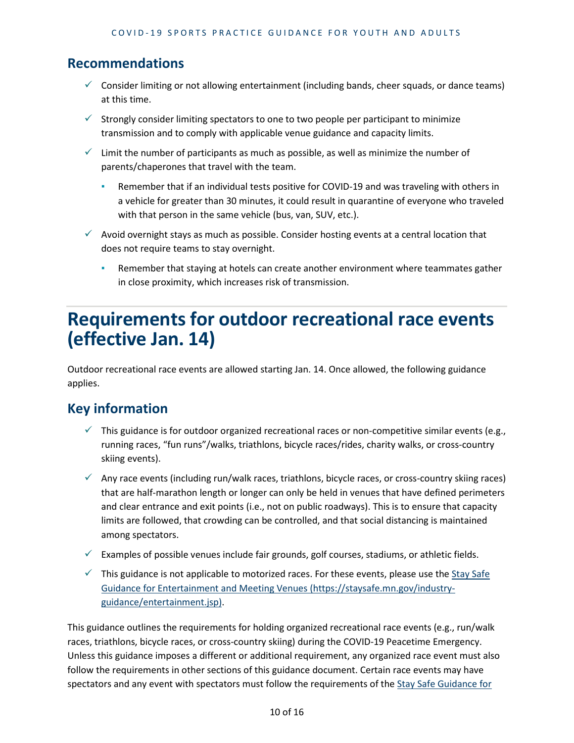## Recommendations

- Consider limiting or not allowing entertainment (including bands, cheer squads, or dance teams) at this time.
- Strongly consider limiting spectators to one to two people per participant to minimize transmission and to comply with applicable venue guidance and capacity limits.
- Limit the number of participants as much as possible, as well as minimize the number of parents/chaperones that travel with the team.
  - Remember that if an individual tests positive for COVID-19 and was traveling with others in a vehicle for greater than 30 minutes, it could result in quarantine of everyone who traveled with that person in the same vehicle (bus, van, SUV, etc.).
- Avoid overnight stays as much as possible. Consider hosting events at a central location that does not require teams to stay overnight.
  - Remember that staying at hotels can create another environment where teammates gather in close proximity, which increases risk of transmission.

# Requirements for outdoor recreational race events (effective Jan. 14)

Outdoor recreational race events are allowed starting Jan. 14. Once allowed, the following guidance applies.

## Key information

- This guidance is for outdoor organized recreational races or non-competitive similar events (e.g., running races, "fun runs"/walks, triathlons, bicycle races/rides, charity walks, or cross-country skiing events).
- Any race events (including run/walk races, triathlons, bicycle races, or cross-country skiing races) that are half-marathon length or longer can only be held in venues that have defined perimeters and clear entrance and exit points (i.e., not on public roadways). This is to ensure that capacity limits are followed, that crowding can be controlled, and that social distancing is maintained among spectators.
- Examples of possible venues include fair grounds, golf courses, stadiums, or athletic fields.
- This guidance is not applicable to motorized races. For these events, please use the [Stay Safe Guidance for Entertainment and Meeting Venues (https://staysafe.mn.gov/industry-guidance/entertainment.jsp)](https://staysafe.mn.gov/industry-guidance/entertainment.jsp).

This guidance outlines the requirements for holding organized recreational race events (e.g., run/walk races, triathlons, bicycle races, or cross-country skiing) during the COVID-19 Peacetime Emergency. Unless this guidance imposes a different or additional requirement, any organized race event must also follow the requirements in other sections of this guidance document. Certain race events may have spectators and any event with spectators must follow the requirements of the Stay Safe Guidance for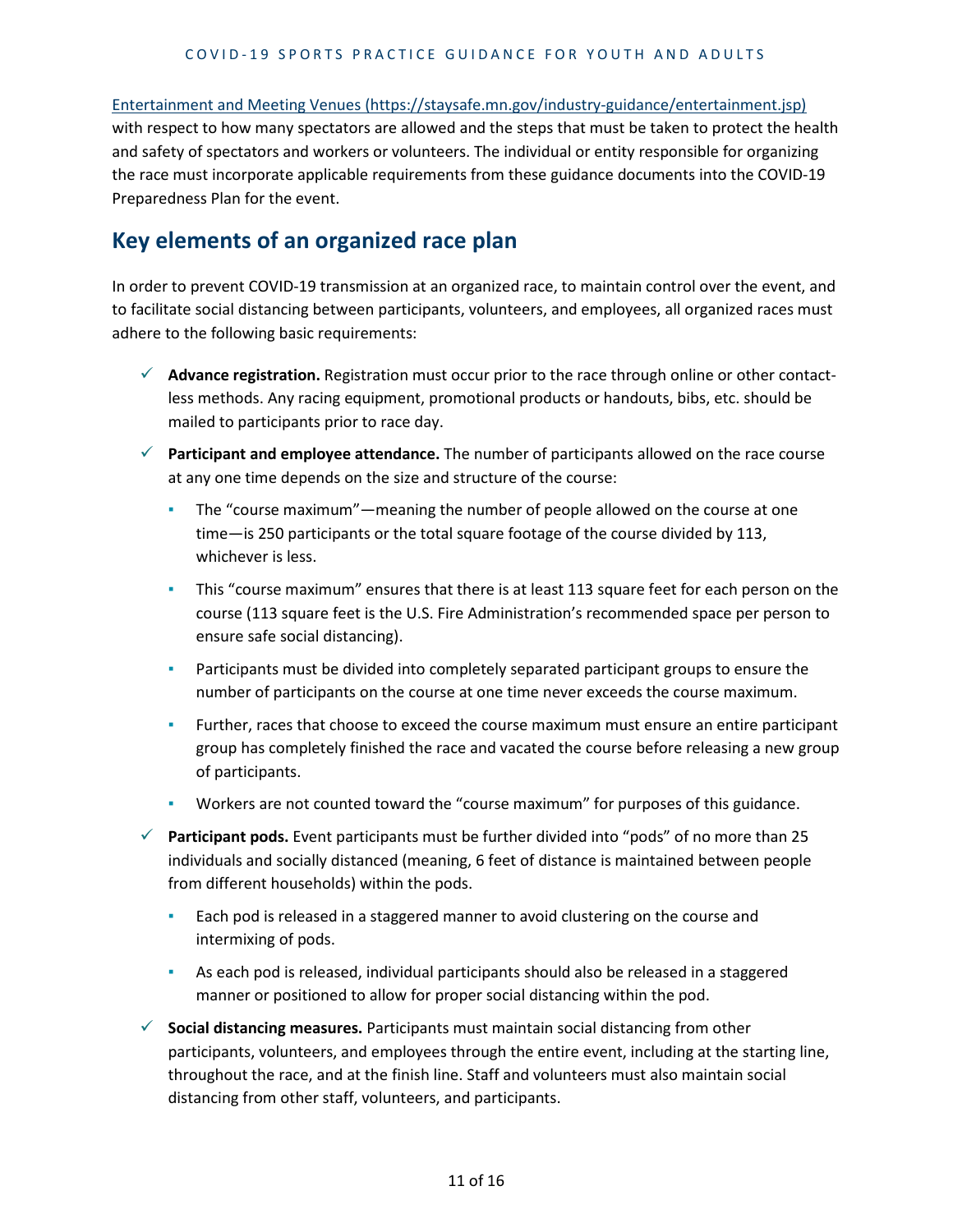Entertainment and Meeting Venues (https://staysafe.mn.gov/industry-guidance/entertainment.jsp) with respect to how many spectators are allowed and the steps that must be taken to protect the health and safety of spectators and workers or volunteers. The individual or entity responsible for organizing the race must incorporate applicable requirements from these guidance documents into the COVID-19 Preparedness Plan for the event.

## Key elements of an organized race plan

In order to prevent COVID-19 transmission at an organized race, to maintain control over the event, and to facilitate social distancing between participants, volunteers, and employees, all organized races must adhere to the following basic requirements:

- ✓ **Advance registration.** Registration must occur prior to the race through online or other contact-less methods. Any racing equipment, promotional products or handouts, bibs, etc. should be mailed to participants prior to race day.
- ✓ **Participant and employee attendance.** The number of participants allowed on the race course at any one time depends on the size and structure of the course:
  - The "course maximum"—meaning the number of people allowed on the course at one time—is 250 participants or the total square footage of the course divided by 113, whichever is less.
  - This "course maximum" ensures that there is at least 113 square feet for each person on the course (113 square feet is the U.S. Fire Administration's recommended space per person to ensure safe social distancing).
  - Participants must be divided into completely separated participant groups to ensure the number of participants on the course at one time never exceeds the course maximum.
  - Further, races that choose to exceed the course maximum must ensure an entire participant group has completely finished the race and vacated the course before releasing a new group of participants.
  - Workers are not counted toward the "course maximum" for purposes of this guidance.
- ✓ **Participant pods.** Event participants must be further divided into "pods" of no more than 25 individuals and socially distanced (meaning, 6 feet of distance is maintained between people from different households) within the pods.
  - Each pod is released in a staggered manner to avoid clustering on the course and intermixing of pods.
  - As each pod is released, individual participants should also be released in a staggered manner or positioned to allow for proper social distancing within the pod.
- ✓ **Social distancing measures.** Participants must maintain social distancing from other participants, volunteers, and employees through the entire event, including at the starting line, throughout the race, and at the finish line. Staff and volunteers must also maintain social distancing from other staff, volunteers, and participants.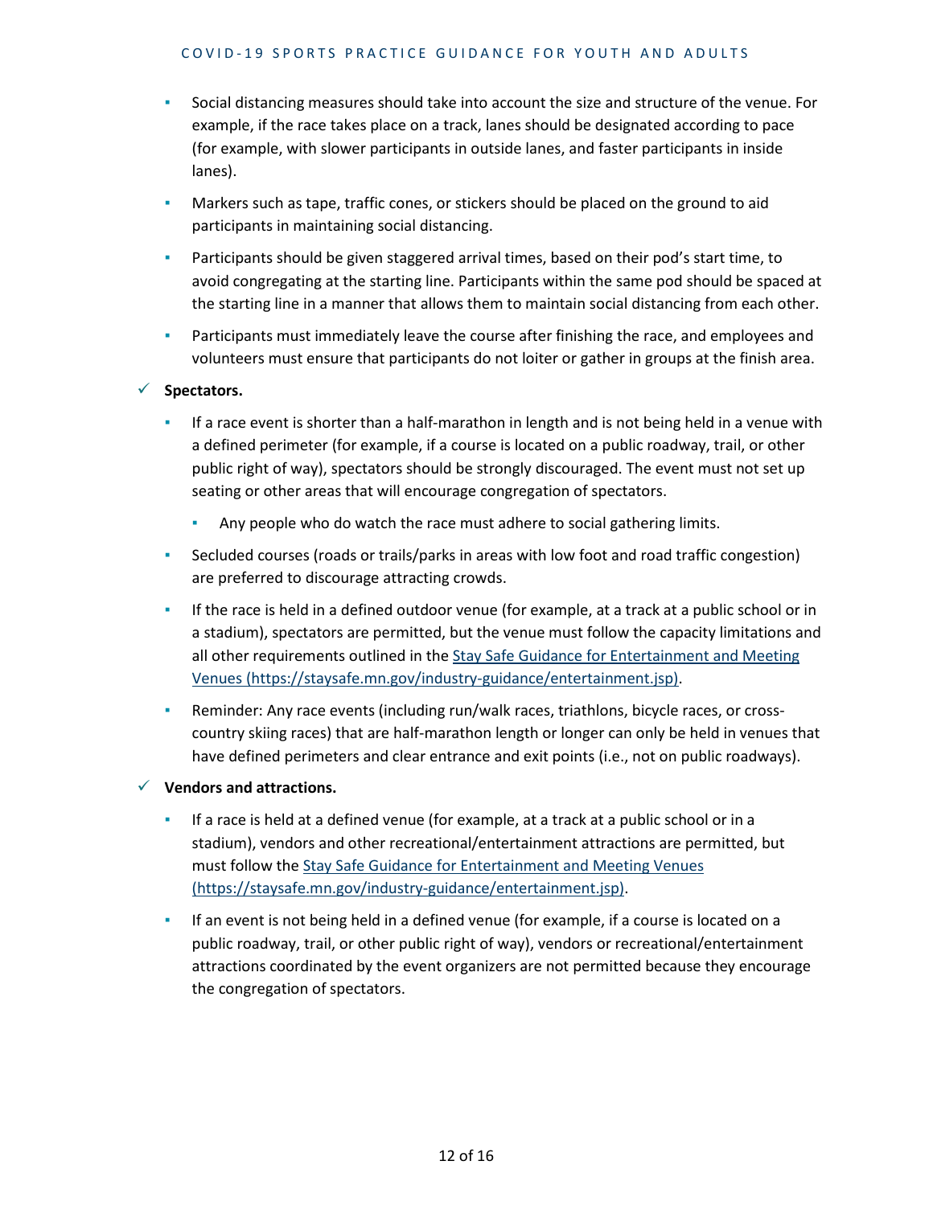- Social distancing measures should take into account the size and structure of the venue. For example, if the race takes place on a track, lanes should be designated according to pace (for example, with slower participants in outside lanes, and faster participants in inside lanes).
- Markers such as tape, traffic cones, or stickers should be placed on the ground to aid participants in maintaining social distancing.
- Participants should be given staggered arrival times, based on their pod's start time, to avoid congregating at the starting line. Participants within the same pod should be spaced at the starting line in a manner that allows them to maintain social distancing from each other.
- Participants must immediately leave the course after finishing the race, and employees and volunteers must ensure that participants do not loiter or gather in groups at the finish area.

✓ **Spectators.**

- If a race event is shorter than a half-marathon in length and is not being held in a venue with a defined perimeter (for example, if a course is located on a public roadway, trail, or other public right of way), spectators should be strongly discouraged. The event must not set up seating or other areas that will encourage congregation of spectators.
  - Any people who do watch the race must adhere to social gathering limits.
- Secluded courses (roads or trails/parks in areas with low foot and road traffic congestion) are preferred to discourage attracting crowds.
- If the race is held in a defined outdoor venue (for example, at a track at a public school or in a stadium), spectators are permitted, but the venue must follow the capacity limitations and all other requirements outlined in the [Stay Safe Guidance for Entertainment and Meeting Venues (https://staysafe.mn.gov/industry-guidance/entertainment.jsp)](https://staysafe.mn.gov/industry-guidance/entertainment.jsp).
- Reminder: Any race events (including run/walk races, triathlons, bicycle races, or cross-country skiing races) that are half-marathon length or longer can only be held in venues that have defined perimeters and clear entrance and exit points (i.e., not on public roadways).

✓ **Vendors and attractions.**

- If a race is held at a defined venue (for example, at a track at a public school or in a stadium), vendors and other recreational/entertainment attractions are permitted, but must follow the [Stay Safe Guidance for Entertainment and Meeting Venues (https://staysafe.mn.gov/industry-guidance/entertainment.jsp)](https://staysafe.mn.gov/industry-guidance/entertainment.jsp).
- If an event is not being held in a defined venue (for example, if a course is located on a public roadway, trail, or other public right of way), vendors or recreational/entertainment attractions coordinated by the event organizers are not permitted because they encourage the congregation of spectators.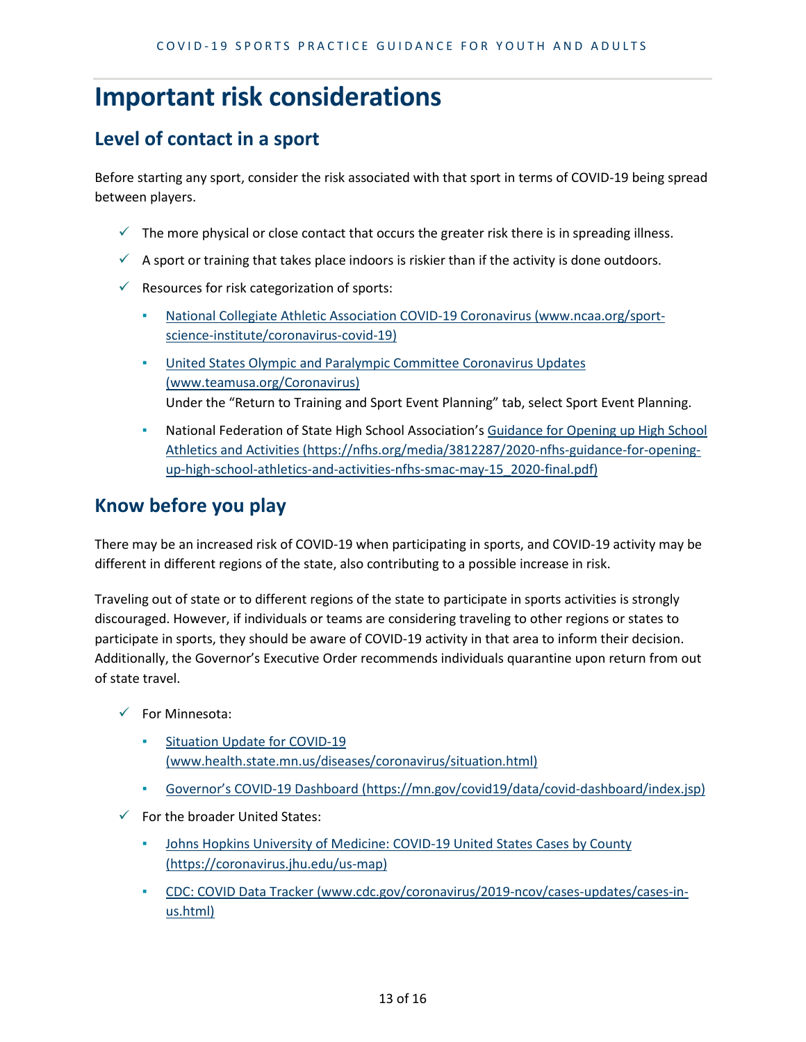# Important risk considerations

## Level of contact in a sport

Before starting any sport, consider the risk associated with that sport in terms of COVID-19 being spread between players.

- The more physical or close contact that occurs the greater risk there is in spreading illness.
- A sport or training that takes place indoors is riskier than if the activity is done outdoors.
- Resources for risk categorization of sports:
  - National Collegiate Athletic Association COVID-19 Coronavirus (www.ncaa.org/sport-science-institute/coronavirus-covid-19)
  - United States Olympic and Paralympic Committee Coronavirus Updates (www.teamusa.org/Coronavirus)
    Under the "Return to Training and Sport Event Planning" tab, select Sport Event Planning.
  - National Federation of State High School Association's Guidance for Opening up High School Athletics and Activities (https://nfhs.org/media/3812287/2020-nfhs-guidance-for-opening-up-high-school-athletics-and-activities-nfhs-smac-may-15_2020-final.pdf)

## Know before you play

There may be an increased risk of COVID-19 when participating in sports, and COVID-19 activity may be different in different regions of the state, also contributing to a possible increase in risk.

Traveling out of state or to different regions of the state to participate in sports activities is strongly discouraged. However, if individuals or teams are considering traveling to other regions or states to participate in sports, they should be aware of COVID-19 activity in that area to inform their decision. Additionally, the Governor's Executive Order recommends individuals quarantine upon return from out of state travel.

- For Minnesota:
  - Situation Update for COVID-19 (www.health.state.mn.us/diseases/coronavirus/situation.html)
  - Governor's COVID-19 Dashboard (https://mn.gov/covid19/data/covid-dashboard/index.jsp)
- For the broader United States:
  - Johns Hopkins University of Medicine: COVID-19 United States Cases by County (https://coronavirus.jhu.edu/us-map)
  - CDC: COVID Data Tracker (www.cdc.gov/coronavirus/2019-ncov/cases-updates/cases-in-us.html)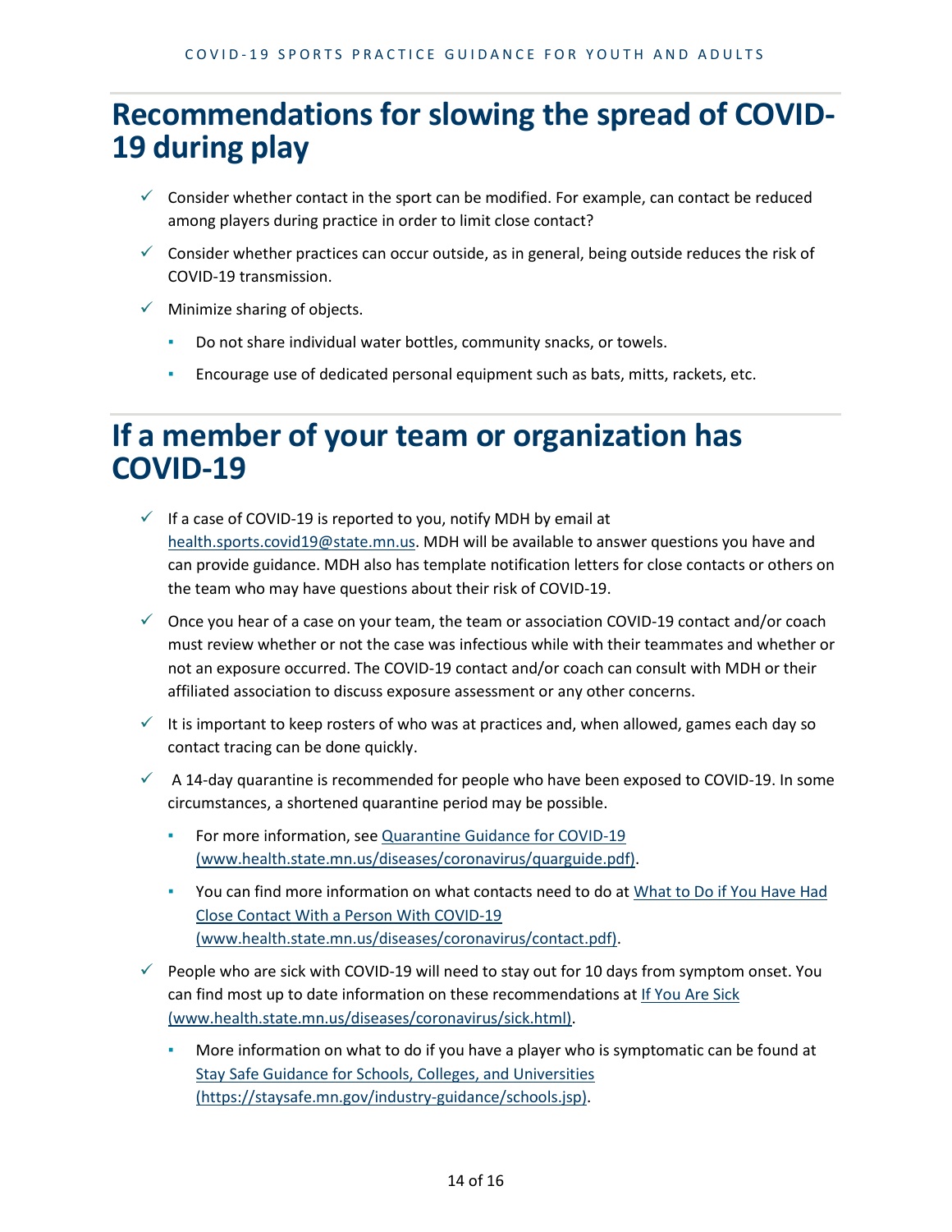## Recommendations for slowing the spread of COVID-19 during play

- Consider whether contact in the sport can be modified. For example, can contact be reduced among players during practice in order to limit close contact?
- Consider whether practices can occur outside, as in general, being outside reduces the risk of COVID-19 transmission.
- Minimize sharing of objects.
  - Do not share individual water bottles, community snacks, or towels.
  - Encourage use of dedicated personal equipment such as bats, mitts, rackets, etc.

## If a member of your team or organization has COVID-19

- If a case of COVID-19 is reported to you, notify MDH by email at health.sports.covid19@state.mn.us. MDH will be available to answer questions you have and can provide guidance. MDH also has template notification letters for close contacts or others on the team who may have questions about their risk of COVID-19.
- Once you hear of a case on your team, the team or association COVID-19 contact and/or coach must review whether or not the case was infectious while with their teammates and whether or not an exposure occurred. The COVID-19 contact and/or coach can consult with MDH or their affiliated association to discuss exposure assessment or any other concerns.
- It is important to keep rosters of who was at practices and, when allowed, games each day so contact tracing can be done quickly.
- A 14-day quarantine is recommended for people who have been exposed to COVID-19. In some circumstances, a shortened quarantine period may be possible.
  - For more information, see Quarantine Guidance for COVID-19 (www.health.state.mn.us/diseases/coronavirus/quarguide.pdf).
  - You can find more information on what contacts need to do at What to Do if You Have Had Close Contact With a Person With COVID-19 (www.health.state.mn.us/diseases/coronavirus/contact.pdf).
- People who are sick with COVID-19 will need to stay out for 10 days from symptom onset. You can find most up to date information on these recommendations at If You Are Sick (www.health.state.mn.us/diseases/coronavirus/sick.html).
  - More information on what to do if you have a player who is symptomatic can be found at Stay Safe Guidance for Schools, Colleges, and Universities (https://staysafe.mn.gov/industry-guidance/schools.jsp).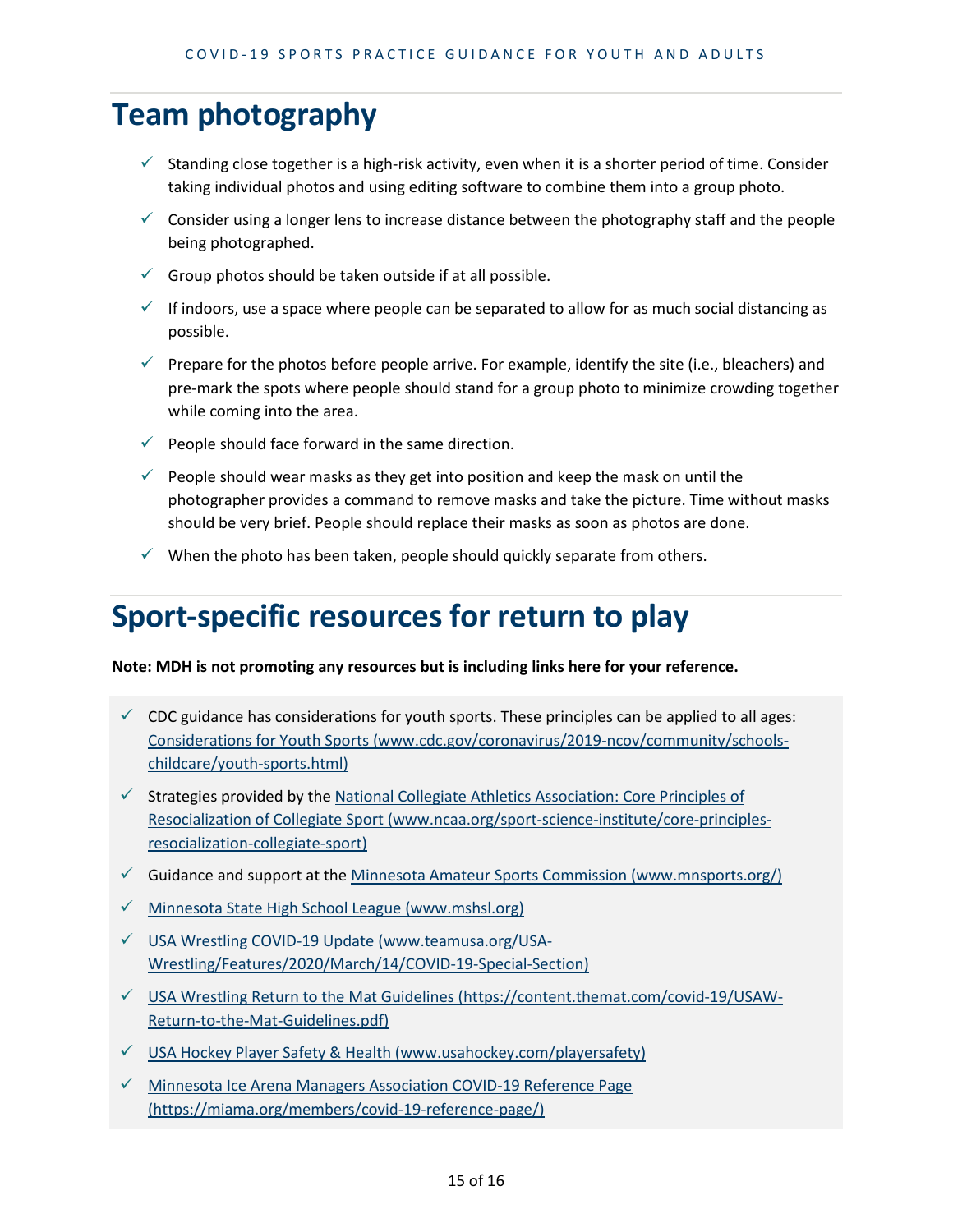## Team photography

- ✓ Standing close together is a high-risk activity, even when it is a shorter period of time. Consider taking individual photos and using editing software to combine them into a group photo.
- ✓ Consider using a longer lens to increase distance between the photography staff and the people being photographed.
- ✓ Group photos should be taken outside if at all possible.
- ✓ If indoors, use a space where people can be separated to allow for as much social distancing as possible.
- ✓ Prepare for the photos before people arrive. For example, identify the site (i.e., bleachers) and pre-mark the spots where people should stand for a group photo to minimize crowding together while coming into the area.
- ✓ People should face forward in the same direction.
- ✓ People should wear masks as they get into position and keep the mask on until the photographer provides a command to remove masks and take the picture. Time without masks should be very brief. People should replace their masks as soon as photos are done.
- ✓ When the photo has been taken, people should quickly separate from others.

## Sport-specific resources for return to play

**Note: MDH is not promoting any resources but is including links here for your reference.**

- ✓ CDC guidance has considerations for youth sports. These principles can be applied to all ages: Considerations for Youth Sports (www.cdc.gov/coronavirus/2019-ncov/community/schools-childcare/youth-sports.html)
- ✓ Strategies provided by the National Collegiate Athletics Association: Core Principles of Resocialization of Collegiate Sport (www.ncaa.org/sport-science-institute/core-principles-resocialization-collegiate-sport)
- ✓ Guidance and support at the Minnesota Amateur Sports Commission (www.mnsports.org/)
- ✓ Minnesota State High School League (www.mshsl.org)
- ✓ USA Wrestling COVID-19 Update (www.teamusa.org/USA-Wrestling/Features/2020/March/14/COVID-19-Special-Section)
- ✓ USA Wrestling Return to the Mat Guidelines (https://content.themat.com/covid-19/USAW-Return-to-the-Mat-Guidelines.pdf)
- ✓ USA Hockey Player Safety & Health (www.usahockey.com/playersafety)
- ✓ Minnesota Ice Arena Managers Association COVID-19 Reference Page (https://miama.org/members/covid-19-reference-page/)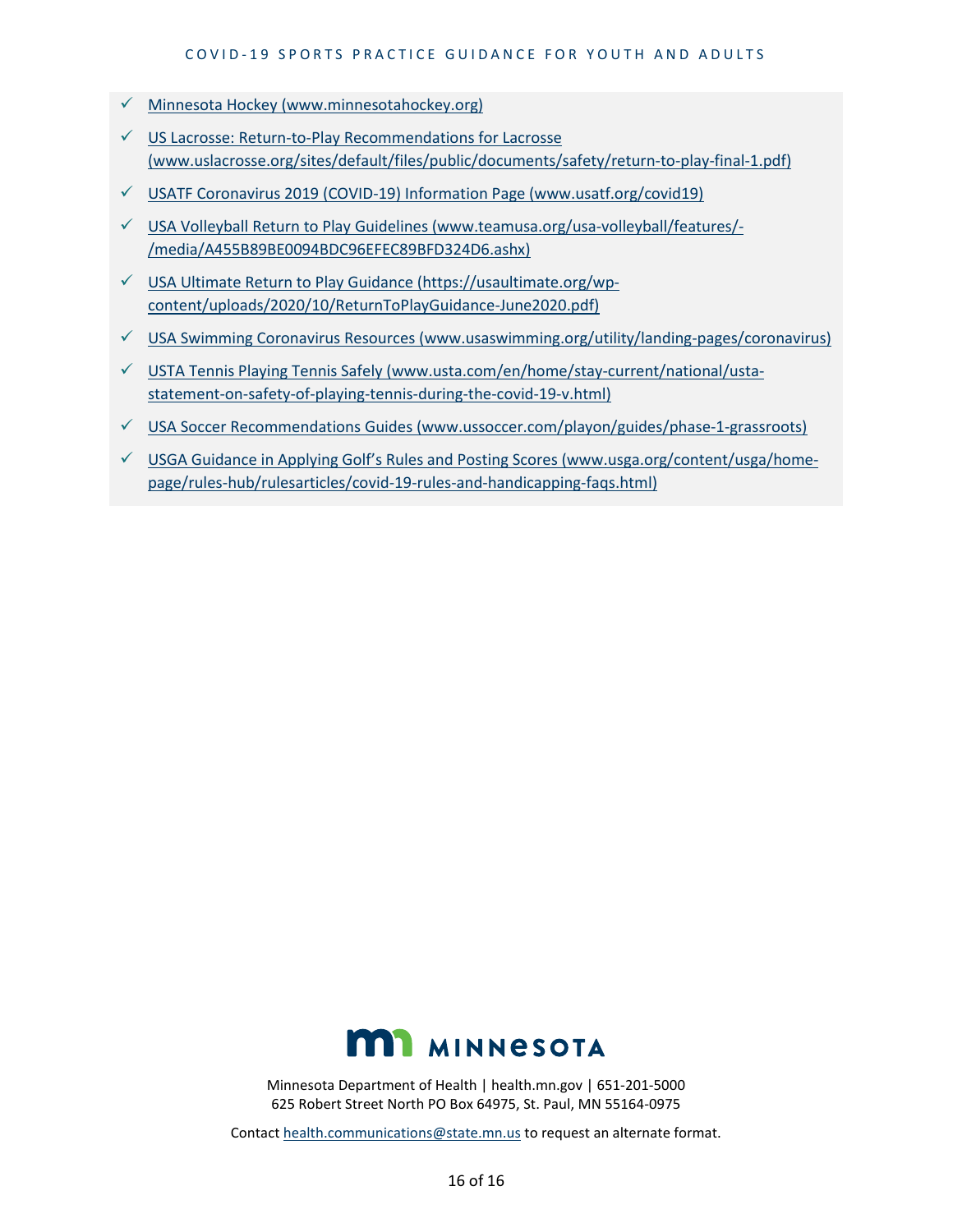- ✓ Minnesota Hockey (www.minnesotahockey.org)
- ✓ US Lacrosse: Return-to-Play Recommendations for Lacrosse (www.uslacrosse.org/sites/default/files/public/documents/safety/return-to-play-final-1.pdf)
- ✓ USATF Coronavirus 2019 (COVID-19) Information Page (www.usatf.org/covid19)
- ✓ USA Volleyball Return to Play Guidelines (www.teamusa.org/usa-volleyball/features/-/media/A455B89BE0094BDC96EFEC89BFD324D6.ashx)
- ✓ USA Ultimate Return to Play Guidance (https://usaultimate.org/wp-content/uploads/2020/10/ReturnToPlayGuidance-June2020.pdf)
- ✓ USA Swimming Coronavirus Resources (www.usaswimming.org/utility/landing-pages/coronavirus)
- ✓ USTA Tennis Playing Tennis Safely (www.usta.com/en/home/stay-current/national/usta-statement-on-safety-of-playing-tennis-during-the-covid-19-v.html)
- ✓ USA Soccer Recommendations Guides (www.ussoccer.com/playon/guides/phase-1-grassroots)
- ✓ USGA Guidance in Applying Golf's Rules and Posting Scores (www.usga.org/content/usga/home-page/rules-hub/rulesarticles/covid-19-rules-and-handicapping-faqs.html)

MINNESOTA

Minnesota Department of Health | health.mn.gov | 651-201-5000
625 Robert Street North PO Box 64975, St. Paul, MN 55164-0975

Contact health.communications@state.mn.us to request an alternate format.